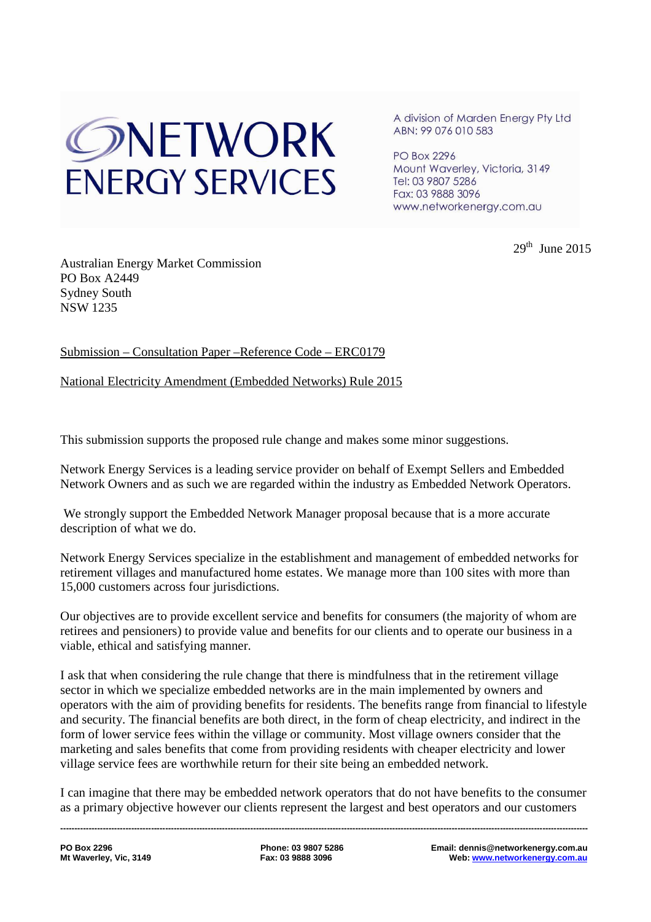# NETWORK ENERGY SERVICES

A division of Marden Energy Pty Ltd
ABN: 99 076 010 583

PO Box 2296
Mount Waverley, Victoria, 3149
Tel: 03 9807 5286
Fax: 03 9888 3096
www.networkenergy.com.au

29th June 2015

Australian Energy Market Commission
PO Box A2449
Sydney South
NSW 1235

Submission – Consultation Paper –Reference Code – ERC0179

National Electricity Amendment (Embedded Networks) Rule 2015

This submission supports the proposed rule change and makes some minor suggestions.

Network Energy Services is a leading service provider on behalf of Exempt Sellers and Embedded Network Owners and as such we are regarded within the industry as Embedded Network Operators.

We strongly support the Embedded Network Manager proposal because that is a more accurate description of what we do.

Network Energy Services specialize in the establishment and management of embedded networks for retirement villages and manufactured home estates. We manage more than 100 sites with more than 15,000 customers across four jurisdictions.

Our objectives are to provide excellent service and benefits for consumers (the majority of whom are retirees and pensioners) to provide value and benefits for our clients and to operate our business in a viable, ethical and satisfying manner.

I ask that when considering the rule change that there is mindfulness that in the retirement village sector in which we specialize embedded networks are in the main implemented by owners and operators with the aim of providing benefits for residents. The benefits range from financial to lifestyle and security. The financial benefits are both direct, in the form of cheap electricity, and indirect in the form of lower service fees within the village or community. Most village owners consider that the marketing and sales benefits that come from providing residents with cheaper electricity and lower village service fees are worthwhile return for their site being an embedded network.

I can imagine that there may be embedded network operators that do not have benefits to the consumer as a primary objective however our clients represent the largest and best operators and our customers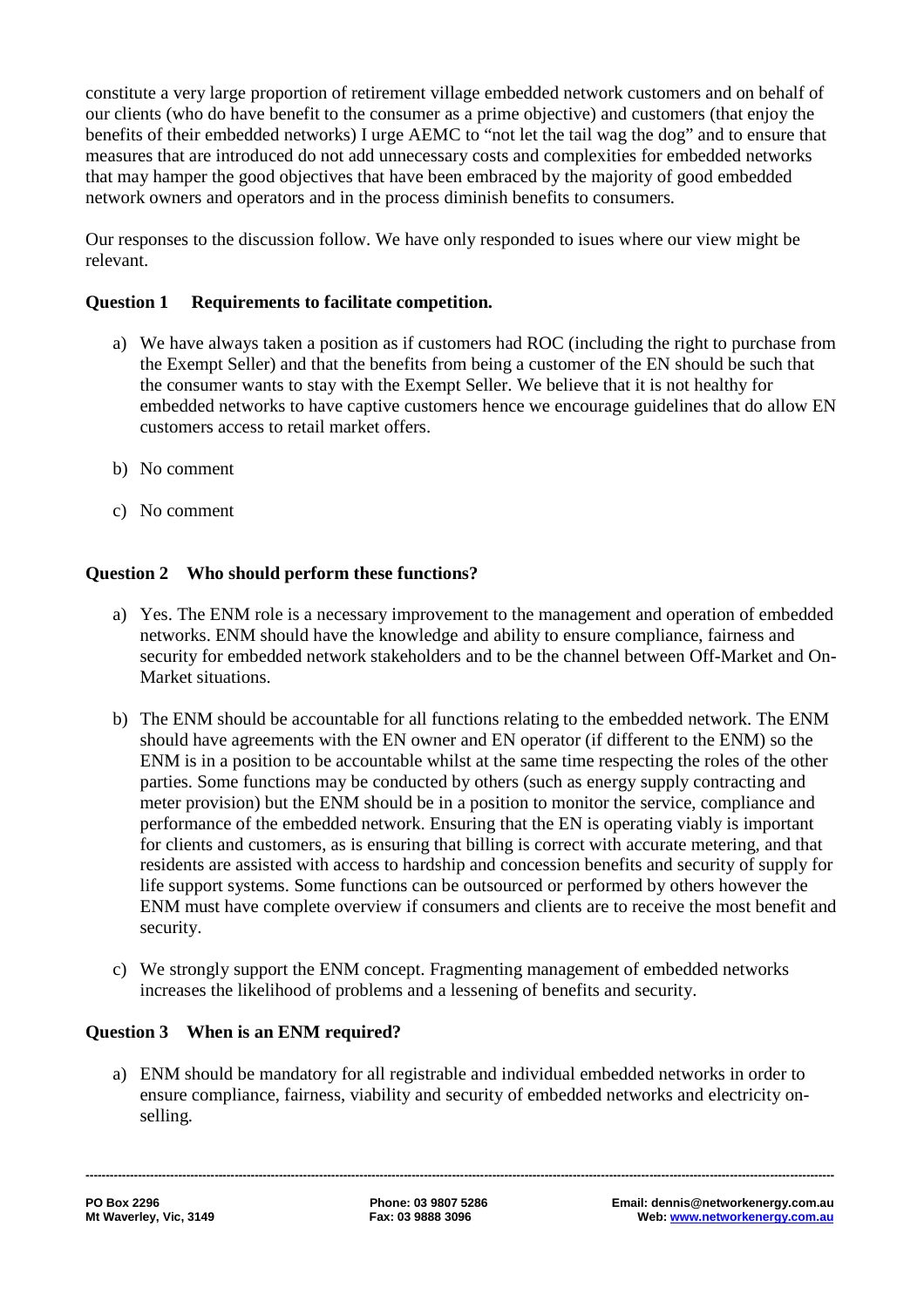constitute a very large proportion of retirement village embedded network customers and on behalf of our clients (who do have benefit to the consumer as a prime objective) and customers (that enjoy the benefits of their embedded networks) I urge AEMC to "not let the tail wag the dog" and to ensure that measures that are introduced do not add unnecessary costs and complexities for embedded networks that may hamper the good objectives that have been embraced by the majority of good embedded network owners and operators and in the process diminish benefits to consumers.

Our responses to the discussion follow. We have only responded to isues where our view might be relevant.

**Question 1 Requirements to facilitate competition.**

a) We have always taken a position as if customers had ROC (including the right to purchase from the Exempt Seller) and that the benefits from being a customer of the EN should be such that the consumer wants to stay with the Exempt Seller. We believe that it is not healthy for embedded networks to have captive customers hence we encourage guidelines that do allow EN customers access to retail market offers.

b) No comment

c) No comment

**Question 2 Who should perform these functions?**

a) Yes. The ENM role is a necessary improvement to the management and operation of embedded networks. ENM should have the knowledge and ability to ensure compliance, fairness and security for embedded network stakeholders and to be the channel between Off-Market and On-Market situations.

b) The ENM should be accountable for all functions relating to the embedded network. The ENM should have agreements with the EN owner and EN operator (if different to the ENM) so the ENM is in a position to be accountable whilst at the same time respecting the roles of the other parties. Some functions may be conducted by others (such as energy supply contracting and meter provision) but the ENM should be in a position to monitor the service, compliance and performance of the embedded network. Ensuring that the EN is operating viably is important for clients and customers, as is ensuring that billing is correct with accurate metering, and that residents are assisted with access to hardship and concession benefits and security of supply for life support systems. Some functions can be outsourced or performed by others however the ENM must have complete overview if consumers and clients are to receive the most benefit and security.

c) We strongly support the ENM concept. Fragmenting management of embedded networks increases the likelihood of problems and a lessening of benefits and security.

**Question 3 When is an ENM required?**

a) ENM should be mandatory for all registrable and individual embedded networks in order to ensure compliance, fairness, viability and security of embedded networks and electricity on-selling.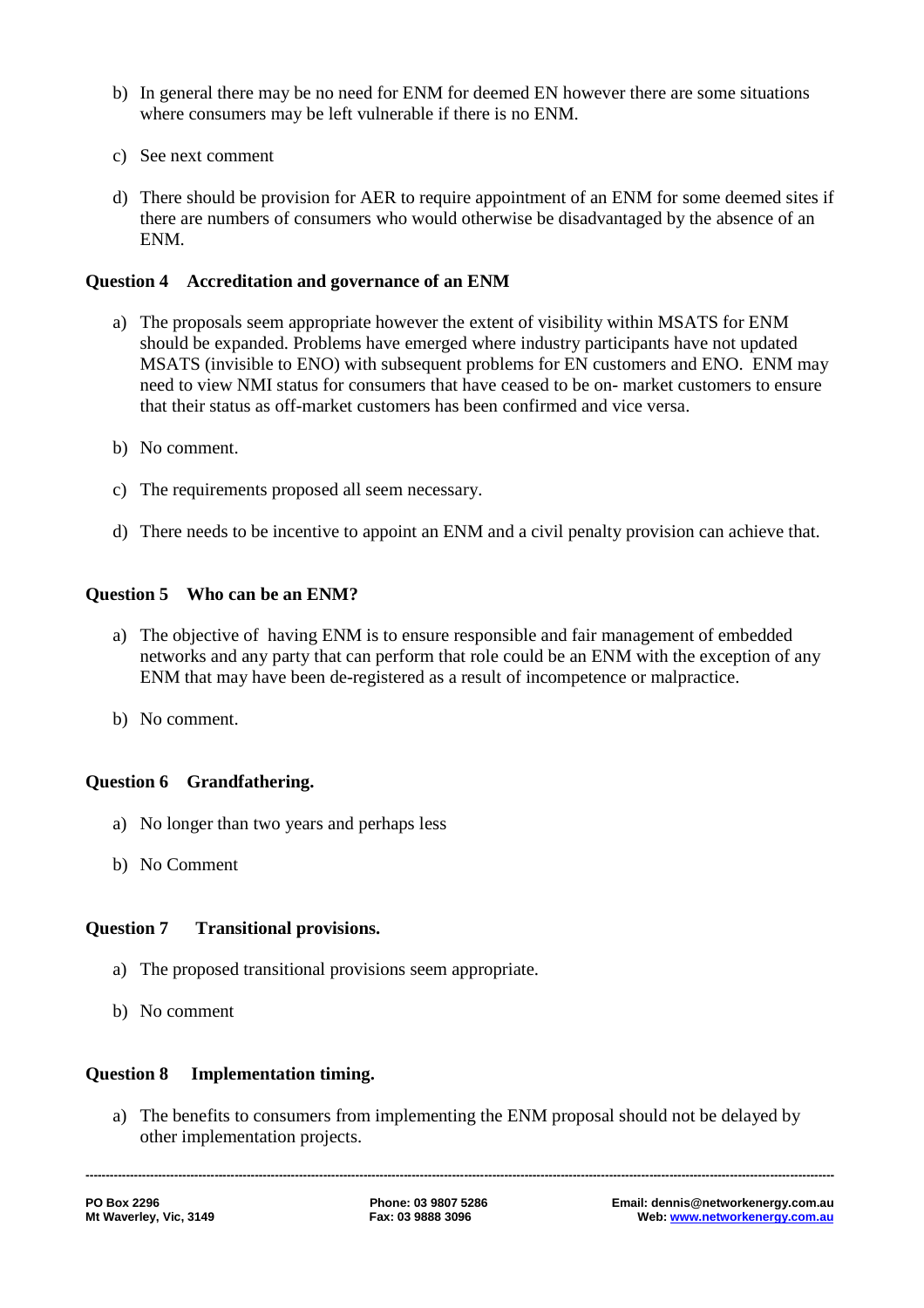b) In general there may be no need for ENM for deemed EN however there are some situations where consumers may be left vulnerable if there is no ENM.

c) See next comment

d) There should be provision for AER to require appointment of an ENM for some deemed sites if there are numbers of consumers who would otherwise be disadvantaged by the absence of an ENM.

**Question 4 Accreditation and governance of an ENM**

a) The proposals seem appropriate however the extent of visibility within MSATS for ENM should be expanded. Problems have emerged where industry participants have not updated MSATS (invisible to ENO) with subsequent problems for EN customers and ENO. ENM may need to view NMI status for consumers that have ceased to be on- market customers to ensure that their status as off-market customers has been confirmed and vice versa.

b) No comment.

c) The requirements proposed all seem necessary.

d) There needs to be incentive to appoint an ENM and a civil penalty provision can achieve that.

**Question 5 Who can be an ENM?**

a) The objective of having ENM is to ensure responsible and fair management of embedded networks and any party that can perform that role could be an ENM with the exception of any ENM that may have been de-registered as a result of incompetence or malpractice.

b) No comment.

**Question 6 Grandfathering.**

a) No longer than two years and perhaps less

b) No Comment

**Question 7 Transitional provisions.**

a) The proposed transitional provisions seem appropriate.

b) No comment

**Question 8 Implementation timing.**

a) The benefits to consumers from implementing the ENM proposal should not be delayed by other implementation projects.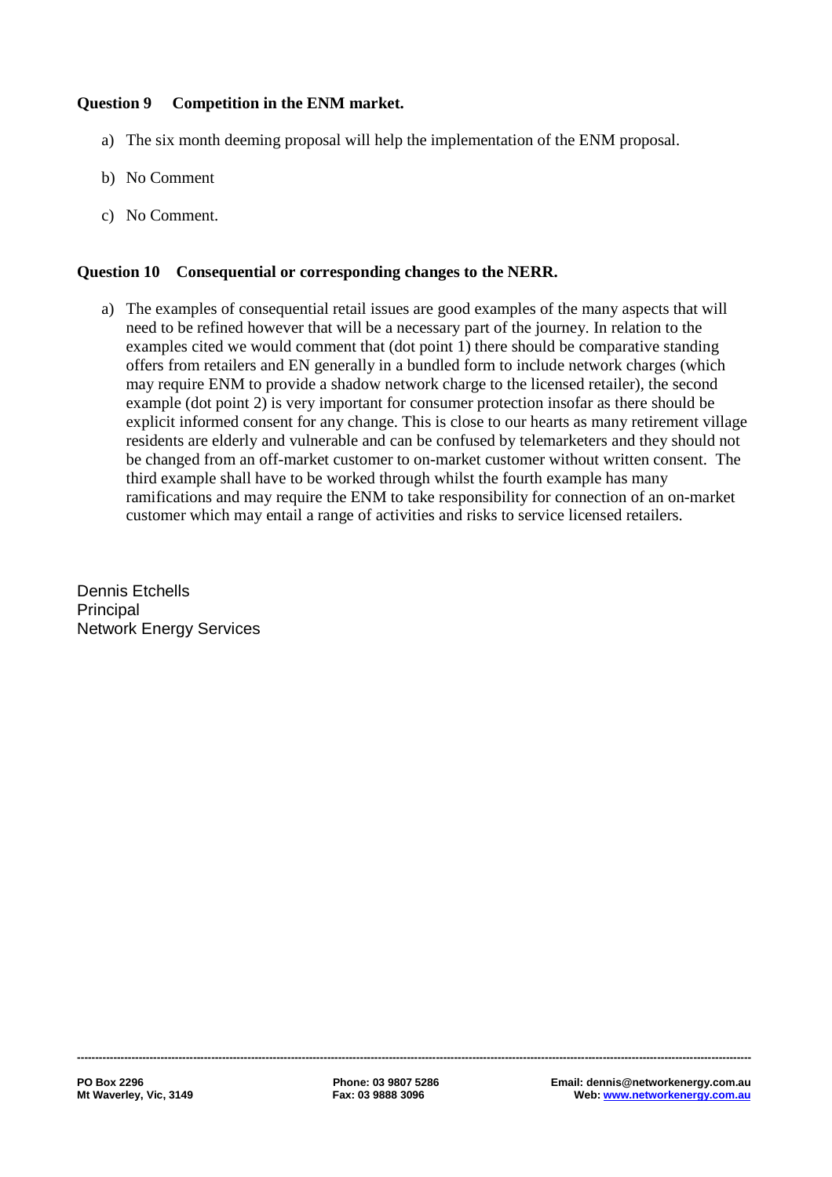**Question 9 Competition in the ENM market.**

a) The six month deeming proposal will help the implementation of the ENM proposal.

b) No Comment

c) No Comment.

**Question 10 Consequential or corresponding changes to the NERR.**

a) The examples of consequential retail issues are good examples of the many aspects that will need to be refined however that will be a necessary part of the journey. In relation to the examples cited we would comment that (dot point 1) there should be comparative standing offers from retailers and EN generally in a bundled form to include network charges (which may require ENM to provide a shadow network charge to the licensed retailer), the second example (dot point 2) is very important for consumer protection insofar as there should be explicit informed consent for any change. This is close to our hearts as many retirement village residents are elderly and vulnerable and can be confused by telemarketers and they should not be changed from an off-market customer to on-market customer without written consent. The third example shall have to be worked through whilst the fourth example has many ramifications and may require the ENM to take responsibility for connection of an on-market customer which may entail a range of activities and risks to service licensed retailers.

Dennis Etchells
Principal
Network Energy Services

---

**PO Box 2296**
**Mt Waverley, Vic, 3149**

**Phone: 03 9807 5286**
**Fax: 03 9888 3096**

**Email: dennis@networkenergy.com.au**
**Web: www.networkenergy.com.au**